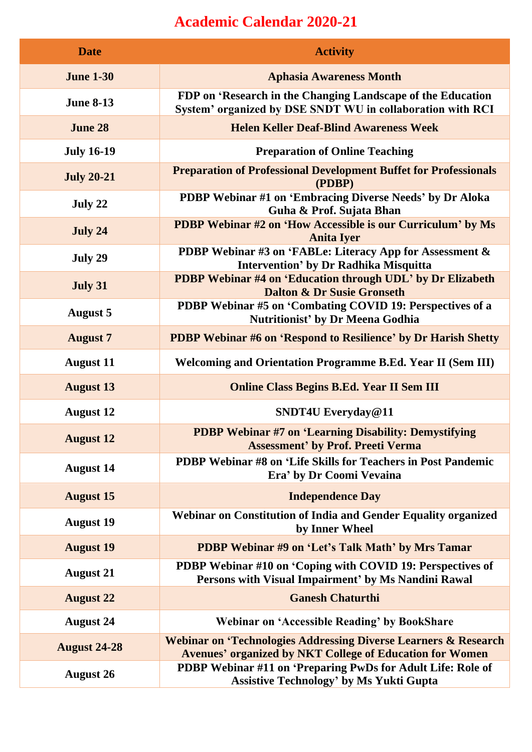# Academic Calendar 2020-21

| Date | Activity |
|---|---|
| June 1-30 | Aphasia Awareness Month |
| June 8-13 | FDP on 'Research in the Changing Landscape of the Education System' organized by DSE SNDT WU in collaboration with RCI |
| June 28 | Helen Keller Deaf-Blind Awareness Week |
| July 16-19 | Preparation of Online Teaching |
| July 20-21 | Preparation of Professional Development Buffet for Professionals (PDBP) |
| July 22 | PDBP Webinar #1 on 'Embracing Diverse Needs' by Dr Aloka Guha & Prof. Sujata Bhan |
| July 24 | PDBP Webinar #2 on 'How Accessible is our Curriculum' by Ms Anita Iyer |
| July 29 | PDBP Webinar #3 on 'FABLe: Literacy App for Assessment & Intervention' by Dr Radhika Misquitta |
| July 31 | PDBP Webinar #4 on 'Education through UDL' by Dr Elizabeth Dalton & Dr Susie Gronseth |
| August 5 | PDBP Webinar #5 on 'Combating COVID 19: Perspectives of a Nutritionist' by Dr Meena Godhia |
| August 7 | PDBP Webinar #6 on 'Respond to Resilience' by Dr Harish Shetty |
| August 11 | Welcoming and Orientation Programme B.Ed. Year II (Sem III) |
| August 13 | Online Class Begins B.Ed. Year II Sem III |
| August 12 | SNDT4U Everyday@11 |
| August 12 | PDBP Webinar #7 on 'Learning Disability: Demystifying Assessment' by Prof. Preeti Verma |
| August 14 | PDBP Webinar #8 on 'Life Skills for Teachers in Post Pandemic Era' by Dr Coomi Vevaina |
| August 15 | Independence Day |
| August 19 | Webinar on Constitution of India and Gender Equality organized by Inner Wheel |
| August 19 | PDBP Webinar #9 on 'Let's Talk Math' by Mrs Tamar |
| August 21 | PDBP Webinar #10 on 'Coping with COVID 19: Perspectives of Persons with Visual Impairment' by Ms Nandini Rawal |
| August 22 | Ganesh Chaturthi |
| August 24 | Webinar on 'Accessible Reading' by BookShare |
| August 24-28 | Webinar on 'Technologies Addressing Diverse Learners & Research Avenues' organized by NKT College of Education for Women |
| August 26 | PDBP Webinar #11 on 'Preparing PwDs for Adult Life: Role of Assistive Technology' by Ms Yukti Gupta |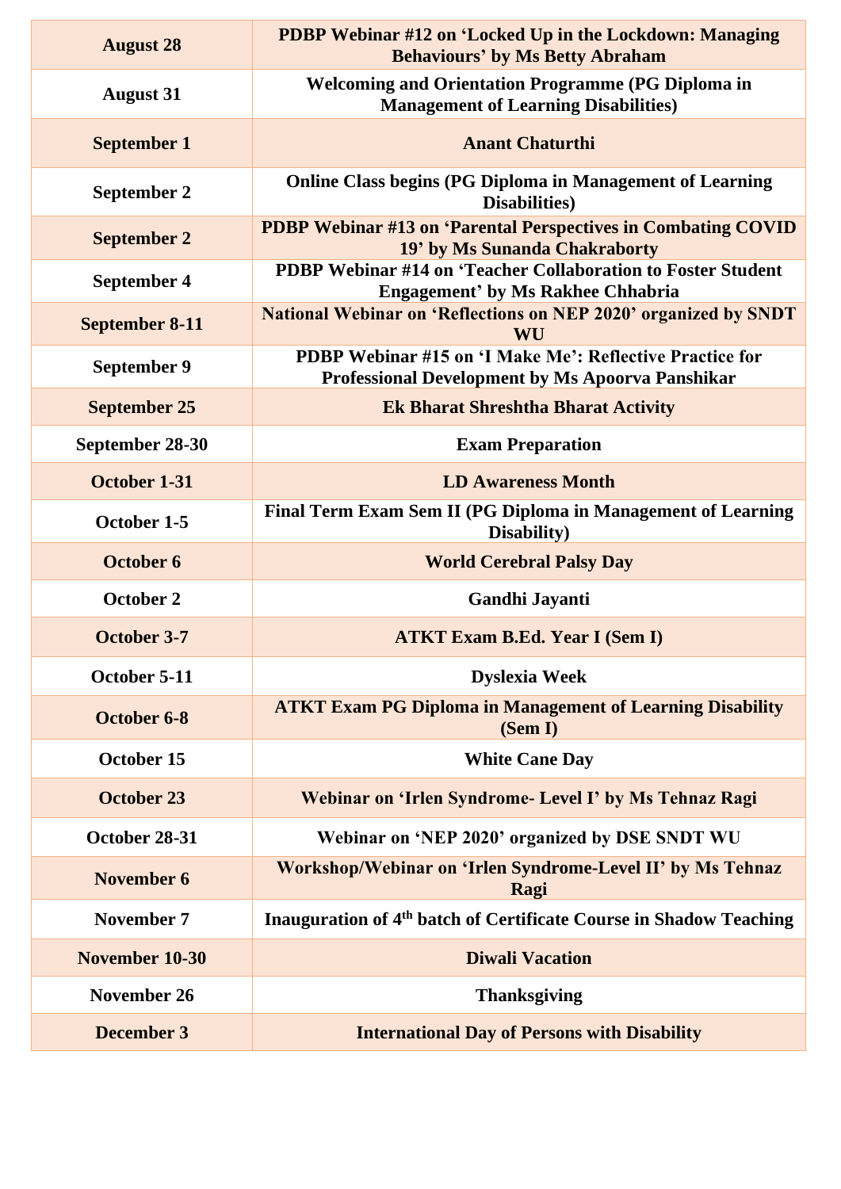| | |
|---|---|
| **August 28** | **PDBP Webinar #12 on 'Locked Up in the Lockdown: Managing Behaviours' by Ms Betty Abraham** |
| **August 31** | **Welcoming and Orientation Programme (PG Diploma in Management of Learning Disabilities)** |
| **September 1** | **Anant Chaturthi** |
| **September 2** | **Online Class begins (PG Diploma in Management of Learning Disabilities)** |
| **September 2** | **PDBP Webinar #13 on 'Parental Perspectives in Combating COVID 19' by Ms Sunanda Chakraborty** |
| **September 4** | **PDBP Webinar #14 on 'Teacher Collaboration to Foster Student Engagement' by Ms Rakhee Chhabria** |
| **September 8-11** | **National Webinar on 'Reflections on NEP 2020' organized by SNDT WU** |
| **September 9** | **PDBP Webinar #15 on 'I Make Me': Reflective Practice for Professional Development by Ms Apoorva Panshikar** |
| **September 25** | **Ek Bharat Shreshtha Bharat Activity** |
| **September 28-30** | **Exam Preparation** |
| **October 1-31** | **LD Awareness Month** |
| **October 1-5** | **Final Term Exam Sem II (PG Diploma in Management of Learning Disability)** |
| **October 6** | **World Cerebral Palsy Day** |
| **October 2** | **Gandhi Jayanti** |
| **October 3-7** | **ATKT Exam B.Ed. Year I (Sem I)** |
| **October 5-11** | **Dyslexia Week** |
| **October 6-8** | **ATKT Exam PG Diploma in Management of Learning Disability (Sem I)** |
| **October 15** | **White Cane Day** |
| **October 23** | **Webinar on 'Irlen Syndrome- Level I' by Ms Tehnaz Ragi** |
| **October 28-31** | **Webinar on 'NEP 2020' organized by DSE SNDT WU** |
| **November 6** | **Workshop/Webinar on 'Irlen Syndrome-Level II' by Ms Tehnaz Ragi** |
| **November 7** | **Inauguration of 4th batch of Certificate Course in Shadow Teaching** |
| **November 10-30** | **Diwali Vacation** |
| **November 26** | **Thanksgiving** |
| **December 3** | **International Day of Persons with Disability** |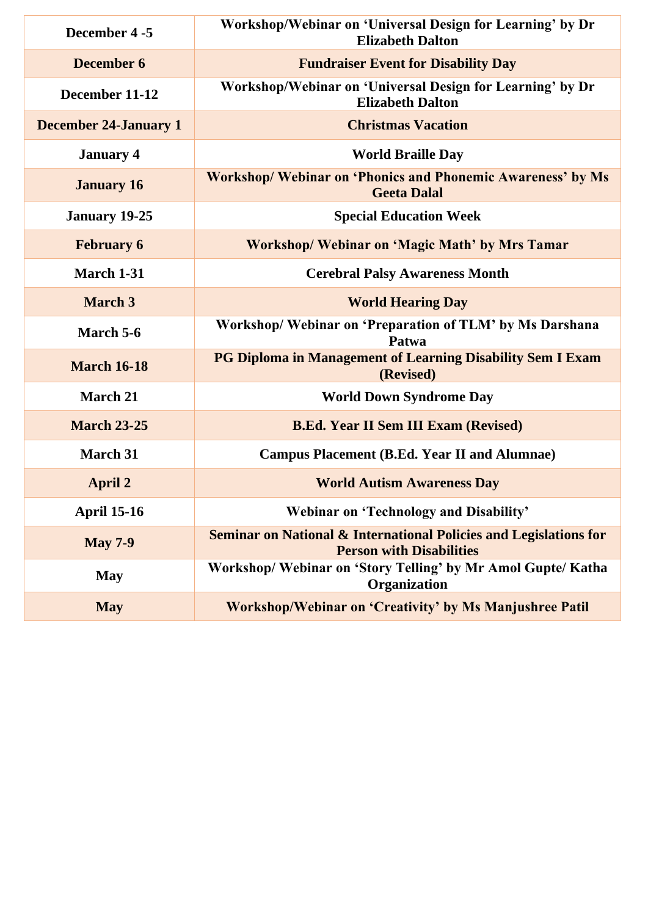| | |
|---|---|
| **December 4 -5** | **Workshop/Webinar on ‘Universal Design for Learning’ by Dr Elizabeth Dalton** |
| **December 6** | **Fundraiser Event for Disability Day** |
| **December 11-12** | **Workshop/Webinar on ‘Universal Design for Learning’ by Dr Elizabeth Dalton** |
| **December 24-January 1** | **Christmas Vacation** |
| **January 4** | **World Braille Day** |
| **January 16** | **Workshop/ Webinar on ‘Phonics and Phonemic Awareness’ by Ms Geeta Dalal** |
| **January 19-25** | **Special Education Week** |
| **February 6** | **Workshop/ Webinar on ‘Magic Math’ by Mrs Tamar** |
| **March 1-31** | **Cerebral Palsy Awareness Month** |
| **March 3** | **World Hearing Day** |
| **March 5-6** | **Workshop/ Webinar on ‘Preparation of TLM’ by Ms Darshana Patwa** |
| **March 16-18** | **PG Diploma in Management of Learning Disability Sem I Exam (Revised)** |
| **March 21** | **World Down Syndrome Day** |
| **March 23-25** | **B.Ed. Year II Sem III Exam (Revised)** |
| **March 31** | **Campus Placement (B.Ed. Year II and Alumnae)** |
| **April 2** | **World Autism Awareness Day** |
| **April 15-16** | **Webinar on ‘Technology and Disability’** |
| **May 7-9** | **Seminar on National & International Policies and Legislations for Person with Disabilities** |
| **May** | **Workshop/ Webinar on ‘Story Telling’ by Mr Amol Gupte/ Katha Organization** |
| **May** | **Workshop/Webinar on ‘Creativity’ by Ms Manjushree Patil** |